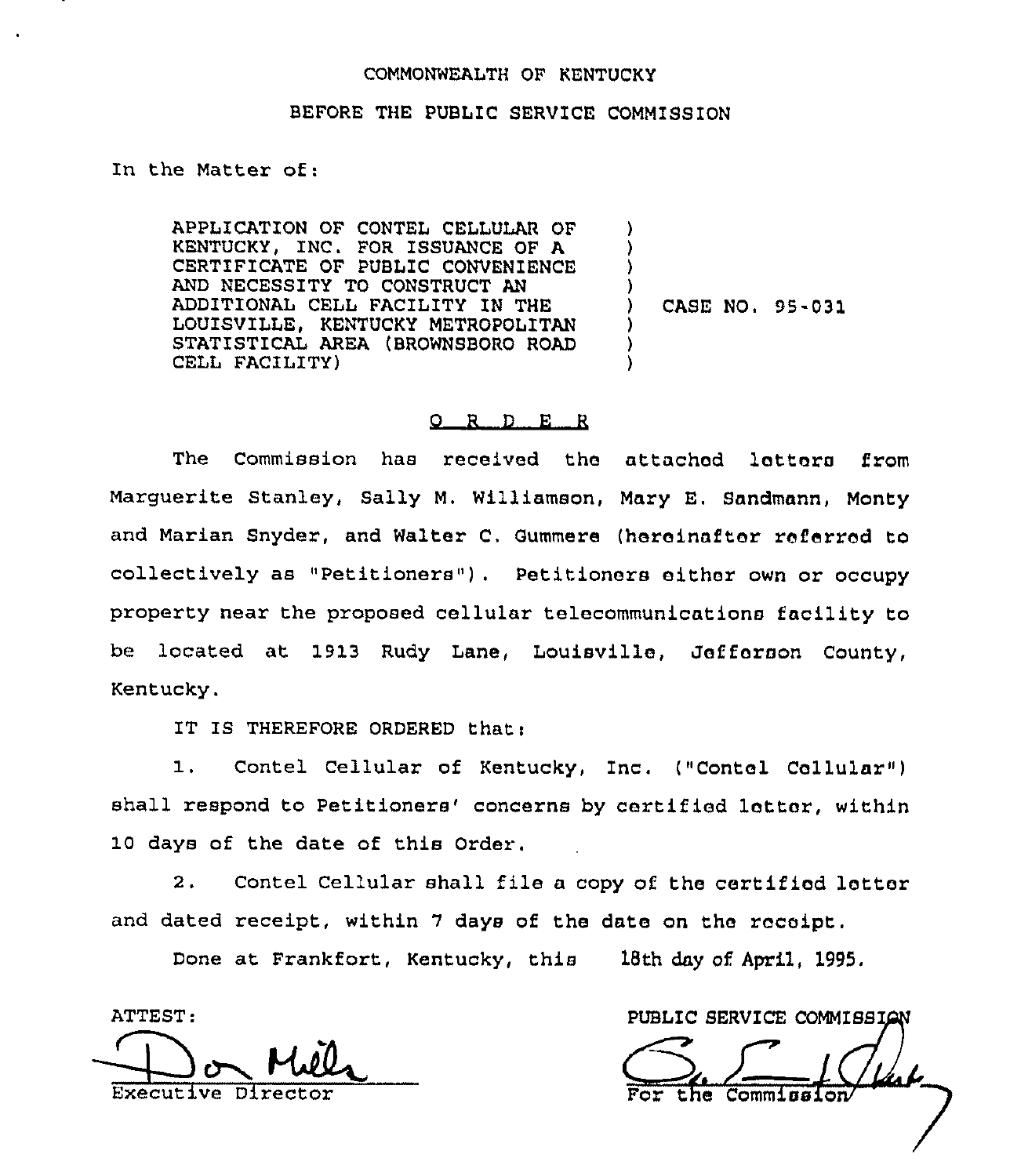COMMONWEALTH OF KENTUCKY

BEFORE THE PUBLIC SERVICE COMMISSION

In the Matter of:

| | | |
|---|---|---|
| APPLICATION OF CONTEL CELLULAR OF KENTUCKY, INC. FOR ISSUANCE OF A CERTIFICATE OF PUBLIC CONVENIENCE AND NECESSITY TO CONSTRUCT AN ADDITIONAL CELL FACILITY IN THE LOUISVILLE, KENTUCKY METROPOLITAN STATISTICAL AREA (BROWNSBORO ROAD CELL FACILITY) | ) | CASE NO. 95-031 |

O R D E R

The Commission has received the attached letters from Marguerite Stanley, Sally M. Williamson, Mary E. Sandmann, Monty and Marian Snyder, and Walter C. Gummere (hereinafter referred to collectively as "Petitioners"). Petitioners either own or occupy property near the proposed cellular telecommunications facility to be located at 1913 Rudy Lane, Louisville, Jefferson County, Kentucky.

IT IS THEREFORE ORDERED that:

1. Contel Cellular of Kentucky, Inc. ("Contel Cellular") shall respond to Petitioners' concerns by certified letter, within 10 days of the date of this Order.

2. Contel Cellular shall file a copy of the certified letter and dated receipt, within 7 days of the date on the receipt.

Done at Frankfort, Kentucky, this 18th day of April, 1995.

ATTEST:

Executive Director

PUBLIC SERVICE COMMISSION

For the Commission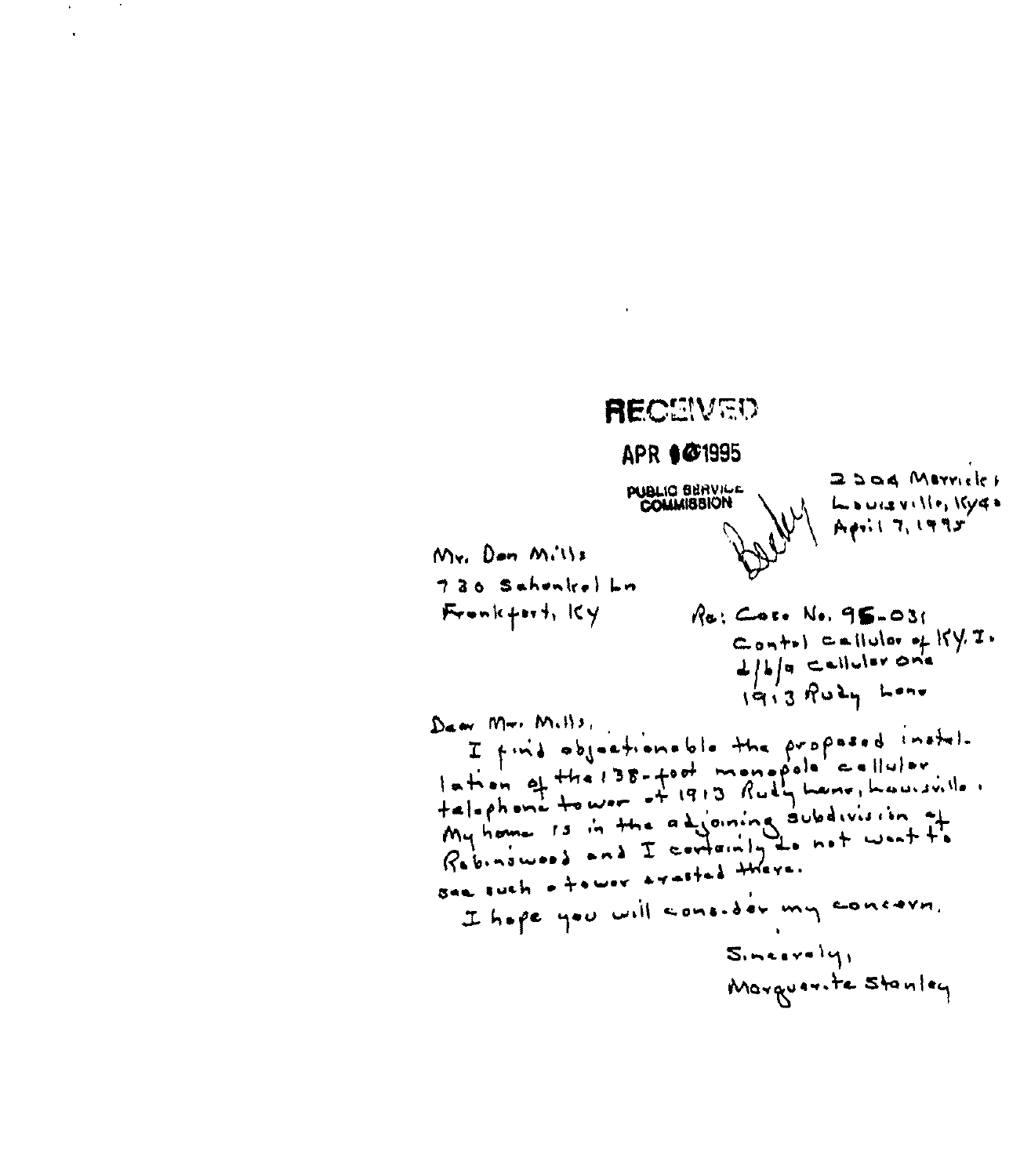RECEIVED

APR 10 1995

PUBLIC SERVICE COMMISSION

2204 Merrick Louisville, Ky 40
April 7, 1995

Mr. Don Mills
730 Schenkel Ln
Frankfort, KY

Re: Case No. 95-031
Contel Cellular of KY. I.
d/b/a Cellular One
1913 Rudy Lane

Dear Mr. Mills,

I find objectionable the proposed installation of the 138-foot monopole cellular telephone tower at 1913 Rudy Lane, Louisville. My home is in the adjoining subdivision of Robinswood and I certainly do not want to see such a tower erected there.

I hope you will consider my concern.

Sincerely,
Marguerite Stanley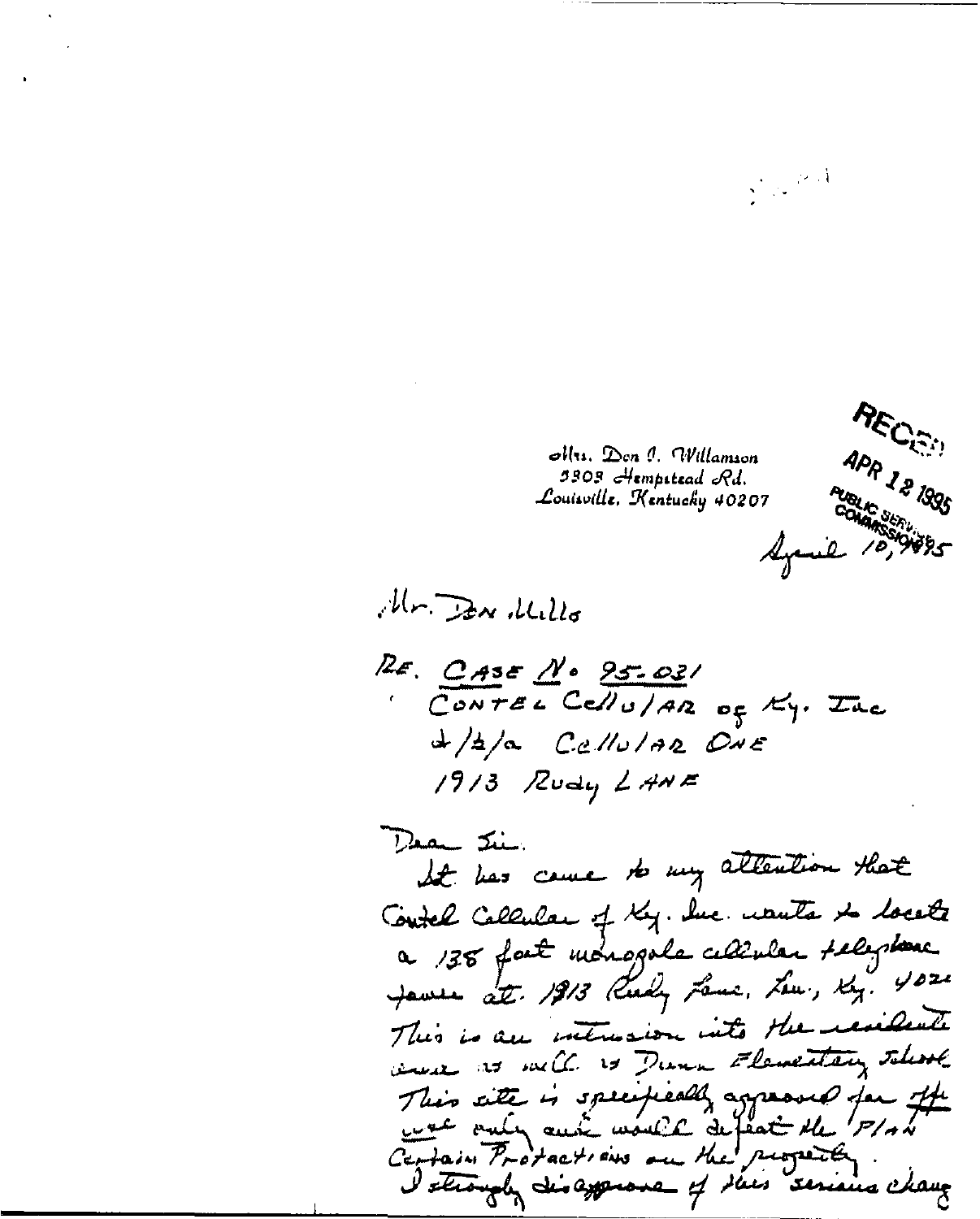Mrs. Don O. Willamson
5303 Hempstead Rd.
Louisville, Kentucky 40207

RECEIVED
APR 12 1995
PUBLIC SERVICE COMMISSION

April 10, 1995

Mr. Don Mills

RE. CASE No 95-031
CONTEL CellulAR of Ky. Inc
d/b/a CellulAR ONE
1913 Rudy LANE

Dear Sir.

It has come to my attention that Contel Cellular of Ky. Inc. wants to locate a 138 foot monopole cellular telephone tower at 1913 Rudy Lane, Lou., Ky. 4020

This is an intrusion into the residential area as well as Dunn Elementary School. This site is specifically approved for the use only and would defeat the PLAN Certain Protections on the property.

I strongly disapprove of this serious change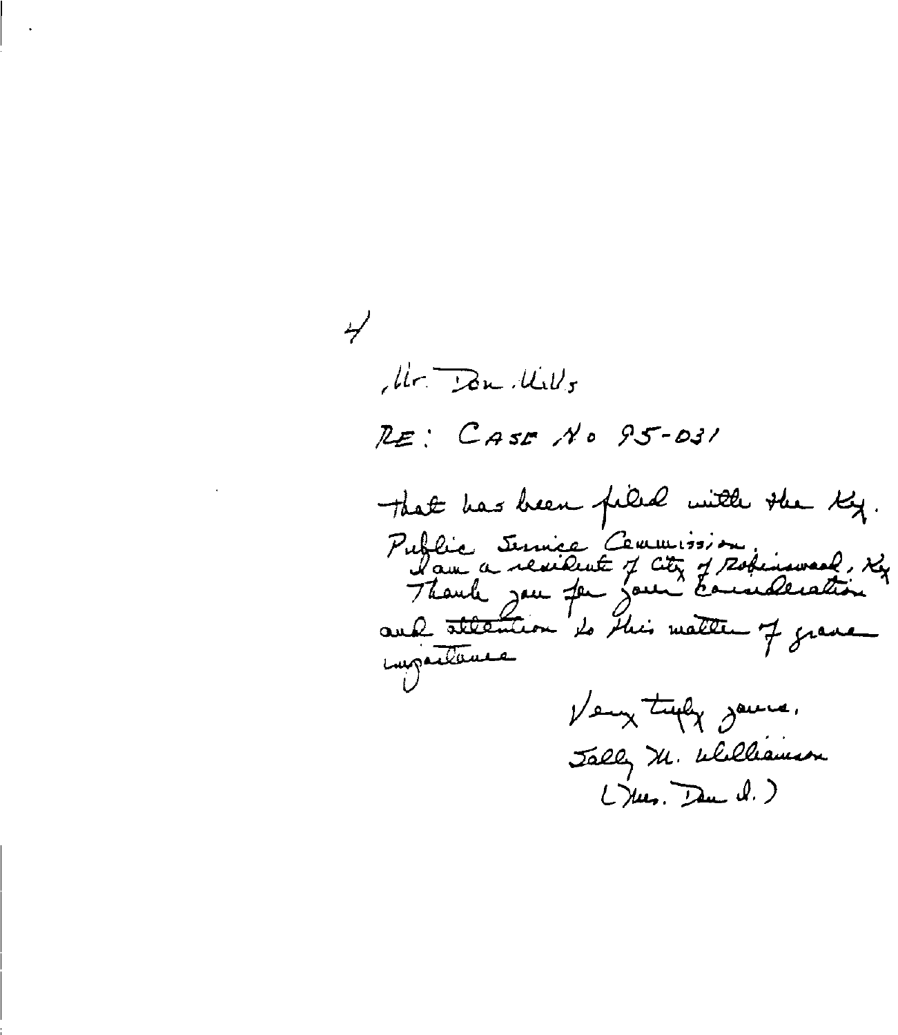4

Mr. Don Mills

RE: CASE No 95-031

that has been filed with the Ky. Public Service Commission.
I am a resident of City of Robinswood, Ky
Thank you for your consideration and ~~attention~~ to this matter of grave importance

Very truly yours,
Sally M. Williamson
(Mrs. Don J.)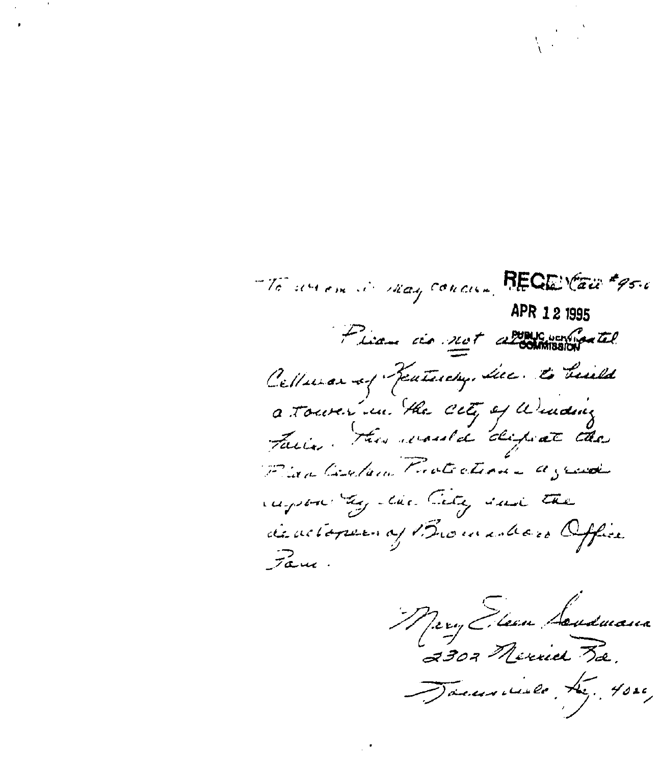To whom it may concern: Case #95-0

RECEIVED

APR 12 1995

PUBLIC SERVICE COMMISSION

Please do not allow Contel Cellular of Kentucky, Inc. to build a tower in the City of Winding Falls. This would defeat the Plan Urban Protection agreed upon by the City and the developers of Brownsboro Office Park.

Mary Eileen Handmann
2302 Merrick Rd.
Louisville, Ky. 4022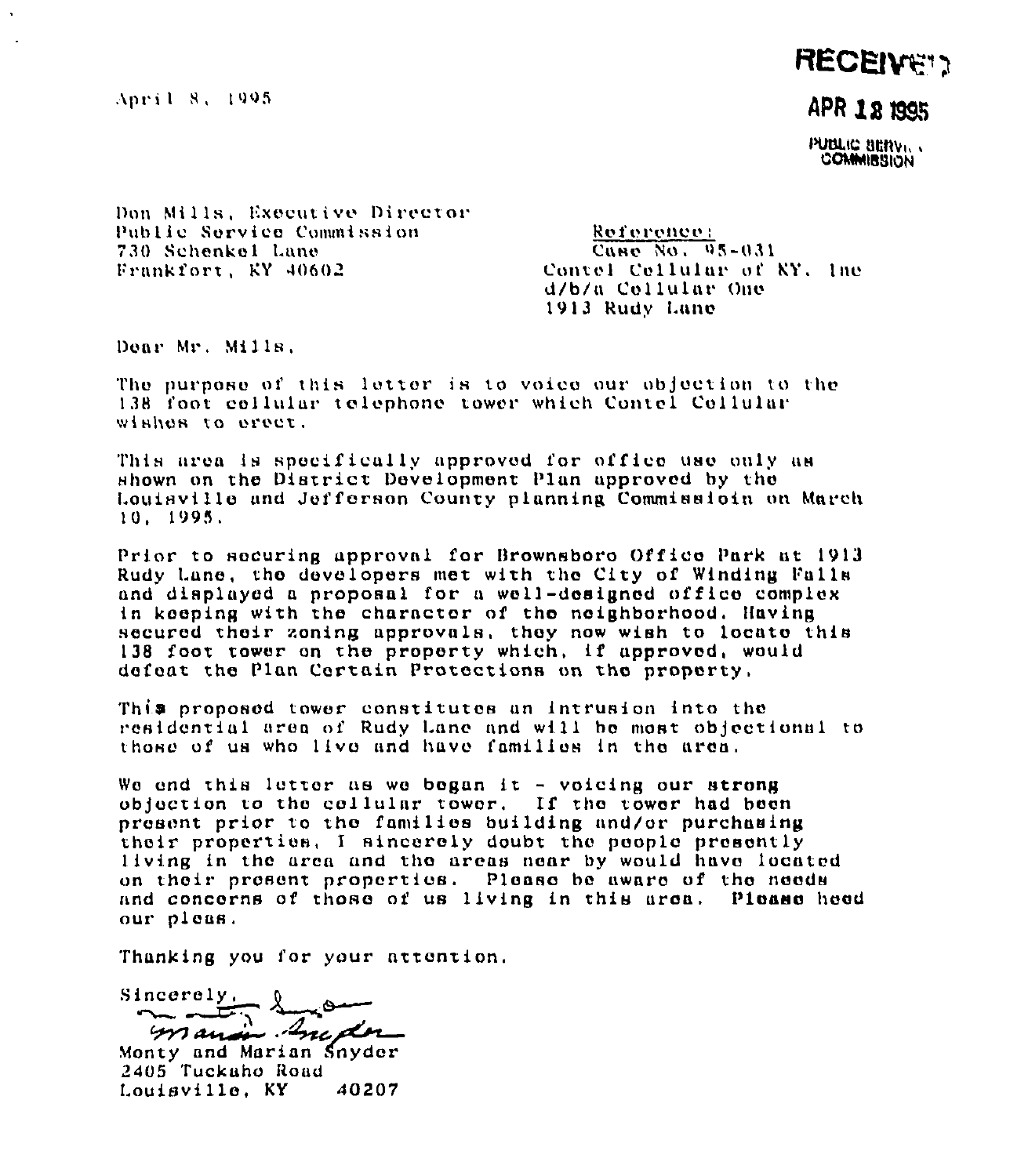RECEIVED

APR 12 1995

PUBLIC SERVICE COMMISSION

April 8, 1995

Don Mills, Executive Director
Public Service Commission
730 Schenkel Lane
Frankfort, KY 40602

Reference:
Case No. 95-031
Contel Cellular of KY, Inc
d/b/a Cellular One
1913 Rudy Lane

Dear Mr. Mills,

The purpose of this letter is to voice our objection to the 138 foot cellular telephone tower which Contel Cellular wishes to erect.

This area is specifically approved for office use only as shown on the District Development Plan approved by the Louisville and Jefferson County planning Commissioin on March 10, 1995.

Prior to securing approval for Brownsboro Office Park at 1913 Rudy Lane, the developers met with the City of Winding Falls and displayed a proposal for a well-designed office complex in keeping with the character of the neighborhood. Having secured their zoning approvals, they now wish to locate this 138 foot tower on the property which, if approved, would defeat the Plan Certain Protections on the property.

This proposed tower constitutes an intrusion into the residential area of Rudy Lane and will be most objectional to those of us who live and have families in the area.

We end this letter as we began it - voicing our strong objection to the cellular tower. If the tower had been present prior to the families building and/or purchasing their properties, I sincerely doubt the people presently living in the area and the areas near by would have located on their present properties. Please be aware of the needs and concerns of those of us living in this area. Please heed our pleas.

Thanking you for your attention.

Sincerely,

Monty and Marian Snyder
2405 Tuckaho Road
Louisville, KY 40207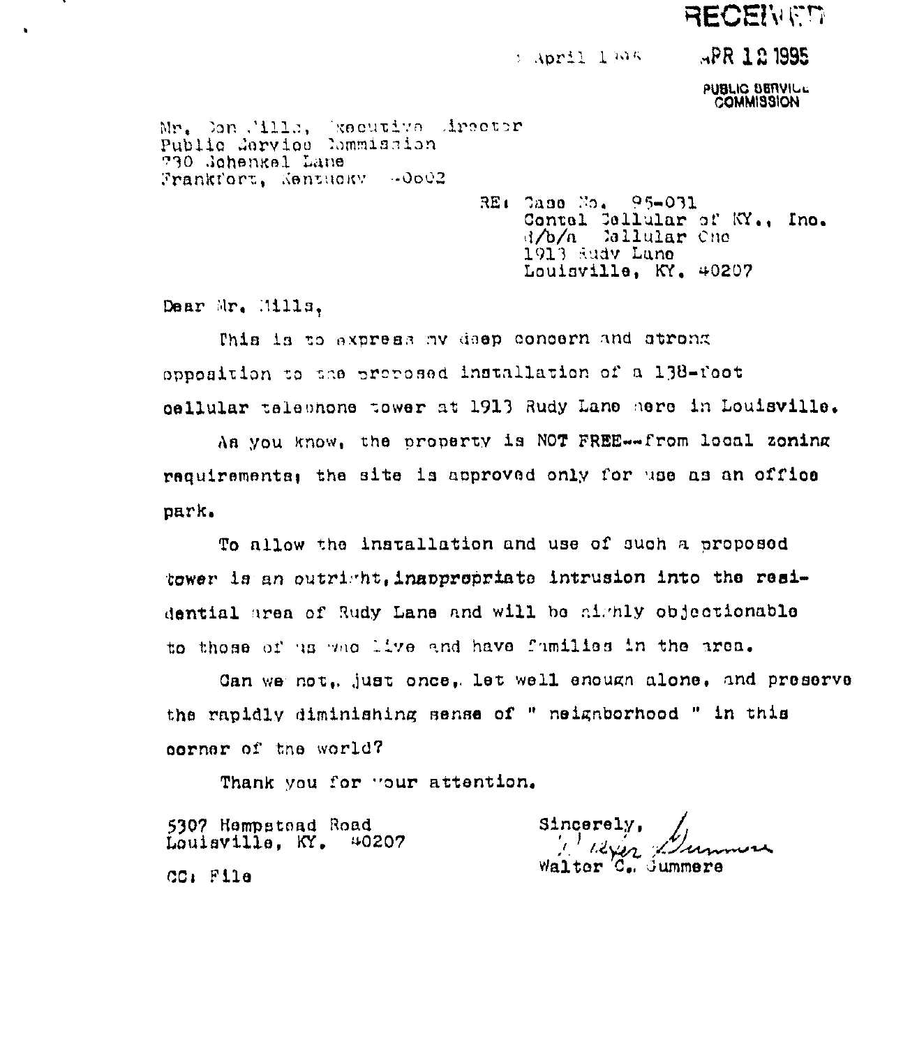RECEIVED

APR 12 1995

PUBLIC SERVICE COMMISSION

April 1995

Mr. Don Mills, Executive Director
Public Service Commission
730 Schenkel Lane
Frankfort, Kentucky 40602

RE: Case No. 95-031
Contel Cellular of KY., Inc.
d/b/a Cellular One
1913 Rudy Lane
Louisville, KY. 40207

Dear Mr. Mills,

This is to express my deep concern and strong opposition to the proposed installation of a 138-foot cellular telephone tower at 1913 Rudy Lane here in Louisville.

As you know, the property is NOT FREE--from local zoning requirements; the site is approved only for use as an office park.

To allow the installation and use of such a proposed tower is an outright, inappropriate intrusion into the residential area of Rudy Lane and will be highly objectionable to those of us who live and have families in the area.

Can we not, just once, let well enough alone, and preserve the rapidly diminishing sense of " neighborhood " in this corner of the world?

Thank you for your attention.

5307 Hempstead Road
Louisville, KY. 40207

Sincerely,

Walter C. Gummere

CC: File